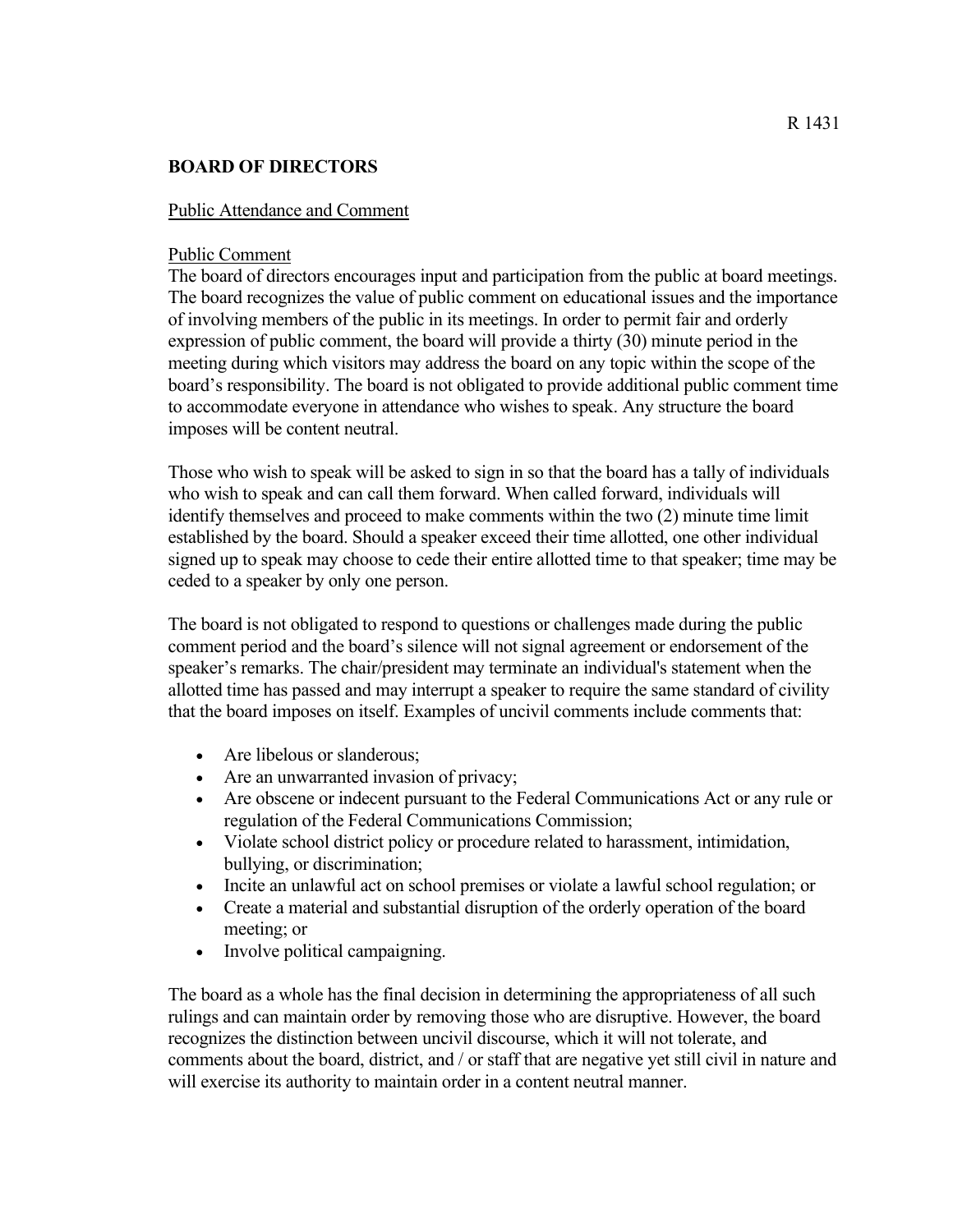R 1431

## BOARD OF DIRECTORS

Public Attendance and Comment

Public Comment

The board of directors encourages input and participation from the public at board meetings. The board recognizes the value of public comment on educational issues and the importance of involving members of the public in its meetings. In order to permit fair and orderly expression of public comment, the board will provide a thirty (30) minute period in the meeting during which visitors may address the board on any topic within the scope of the board's responsibility. The board is not obligated to provide additional public comment time to accommodate everyone in attendance who wishes to speak. Any structure the board imposes will be content neutral.

Those who wish to speak will be asked to sign in so that the board has a tally of individuals who wish to speak and can call them forward. When called forward, individuals will identify themselves and proceed to make comments within the two (2) minute time limit established by the board. Should a speaker exceed their time allotted, one other individual signed up to speak may choose to cede their entire allotted time to that speaker; time may be ceded to a speaker by only one person.

The board is not obligated to respond to questions or challenges made during the public comment period and the board's silence will not signal agreement or endorsement of the speaker's remarks. The chair/president may terminate an individual's statement when the allotted time has passed and may interrupt a speaker to require the same standard of civility that the board imposes on itself. Examples of uncivil comments include comments that:

- Are libelous or slanderous;
- Are an unwarranted invasion of privacy;
- Are obscene or indecent pursuant to the Federal Communications Act or any rule or regulation of the Federal Communications Commission;
- Violate school district policy or procedure related to harassment, intimidation, bullying, or discrimination;
- Incite an unlawful act on school premises or violate a lawful school regulation; or
- Create a material and substantial disruption of the orderly operation of the board meeting; or
- Involve political campaigning.

The board as a whole has the final decision in determining the appropriateness of all such rulings and can maintain order by removing those who are disruptive. However, the board recognizes the distinction between uncivil discourse, which it will not tolerate, and comments about the board, district, and / or staff that are negative yet still civil in nature and will exercise its authority to maintain order in a content neutral manner.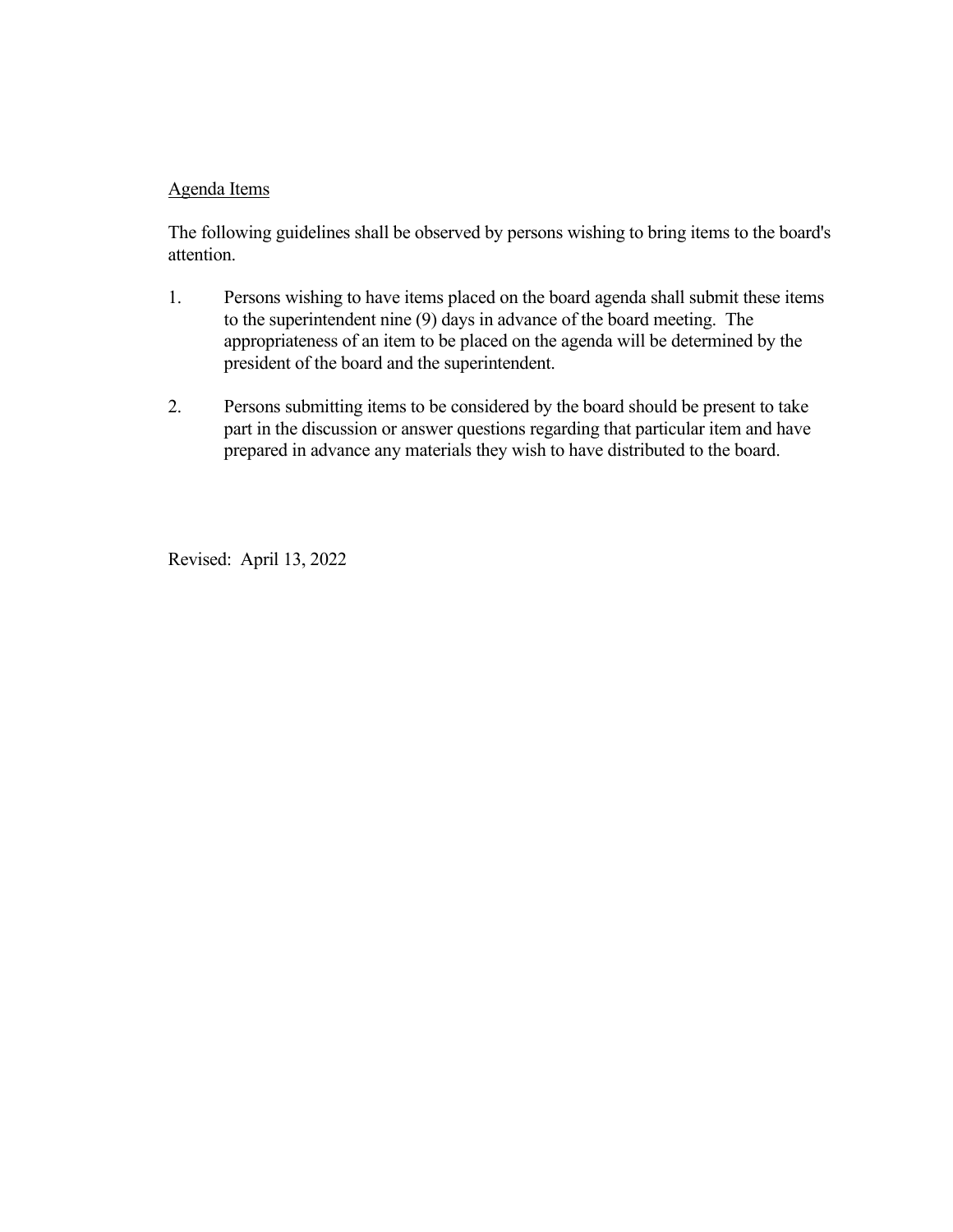Agenda Items

The following guidelines shall be observed by persons wishing to bring items to the board's attention.

1. Persons wishing to have items placed on the board agenda shall submit these items to the superintendent nine (9) days in advance of the board meeting. The appropriateness of an item to be placed on the agenda will be determined by the president of the board and the superintendent.

2. Persons submitting items to be considered by the board should be present to take part in the discussion or answer questions regarding that particular item and have prepared in advance any materials they wish to have distributed to the board.

Revised: April 13, 2022